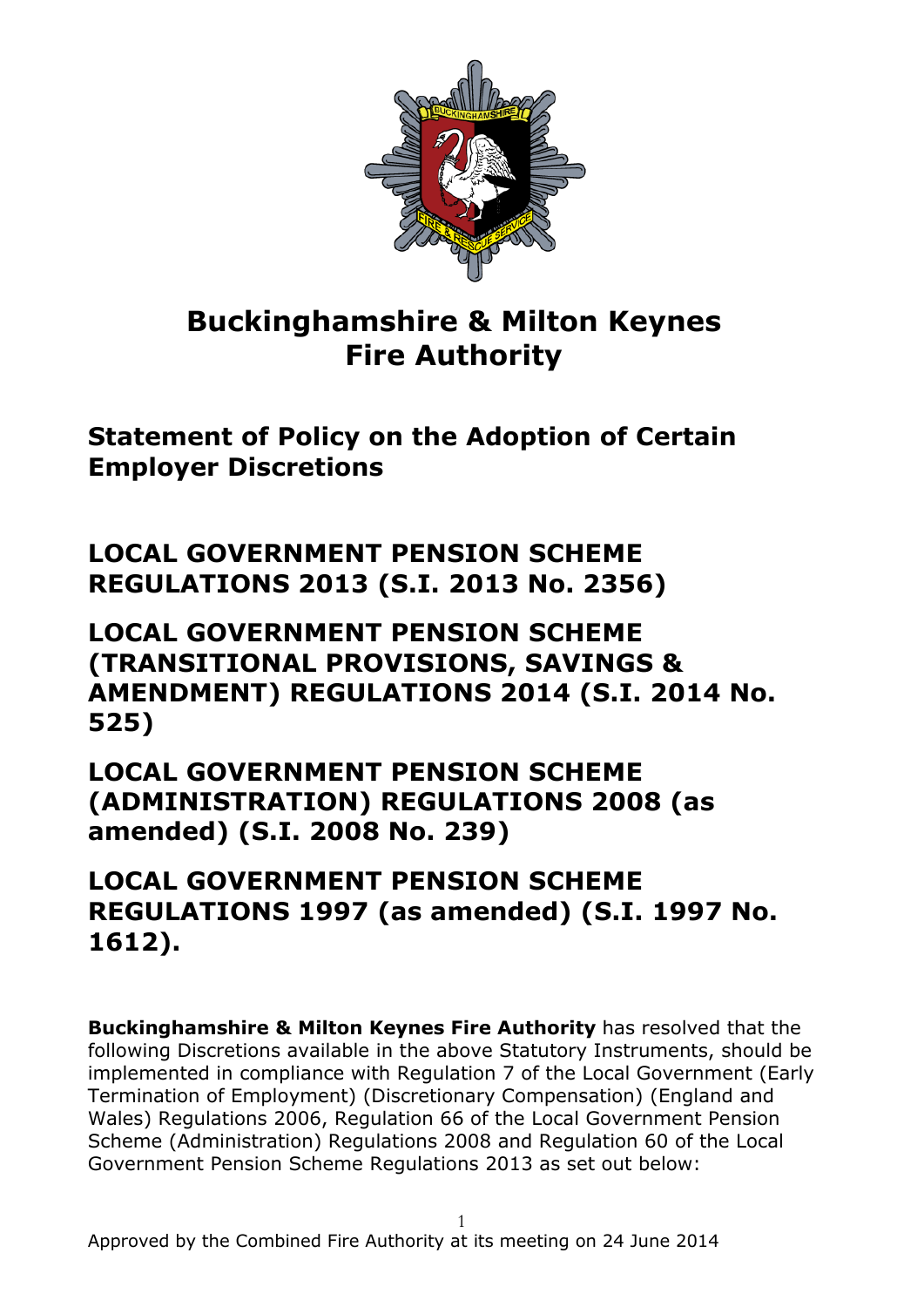# Buckinghamshire & Milton Keynes Fire Authority

## Statement of Policy on the Adoption of Certain Employer Discretions

## LOCAL GOVERNMENT PENSION SCHEME REGULATIONS 2013 (S.I. 2013 No. 2356)

## LOCAL GOVERNMENT PENSION SCHEME (TRANSITIONAL PROVISIONS, SAVINGS & AMENDMENT) REGULATIONS 2014 (S.I. 2014 No. 525)

## LOCAL GOVERNMENT PENSION SCHEME (ADMINISTRATION) REGULATIONS 2008 (as amended) (S.I. 2008 No. 239)

## LOCAL GOVERNMENT PENSION SCHEME REGULATIONS 1997 (as amended) (S.I. 1997 No. 1612).

**Buckinghamshire & Milton Keynes Fire Authority** has resolved that the following Discretions available in the above Statutory Instruments, should be implemented in compliance with Regulation 7 of the Local Government (Early Termination of Employment) (Discretionary Compensation) (England and Wales) Regulations 2006, Regulation 66 of the Local Government Pension Scheme (Administration) Regulations 2008 and Regulation 60 of the Local Government Pension Scheme Regulations 2013 as set out below:

Approved by the Combined Fire Authority at its meeting on 24 June 2014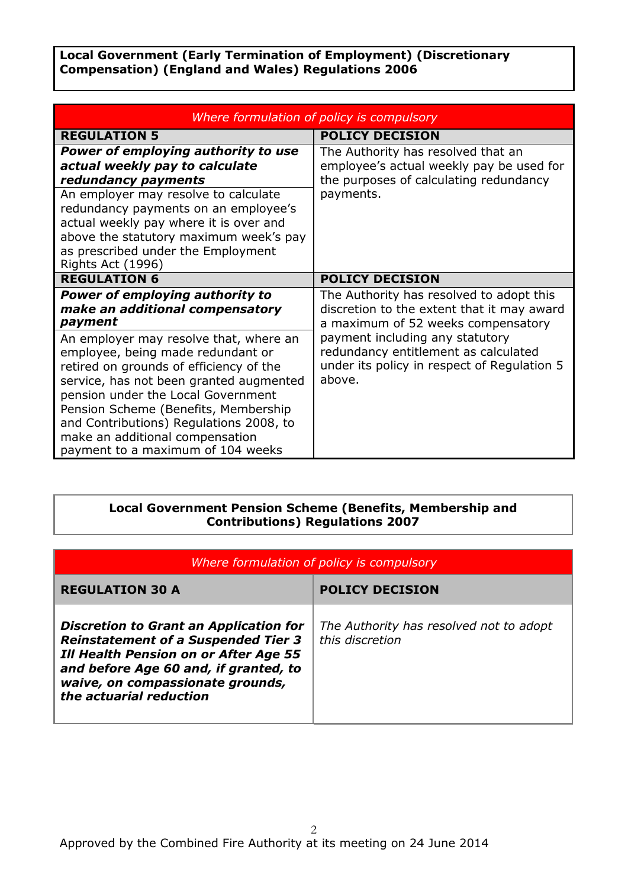**Local Government (Early Termination of Employment) (Discretionary Compensation) (England and Wales) Regulations 2006**

| *Where formulation of policy is compulsory* | |
|---|---|
| **REGULATION 5** | **POLICY DECISION** |
| ***Power of employing authority to use actual weekly pay to calculate redundancy payments*** An employer may resolve to calculate redundancy payments on an employee's actual weekly pay where it is over and above the statutory maximum week's pay as prescribed under the Employment Rights Act (1996) | The Authority has resolved that an employee's actual weekly pay be used for the purposes of calculating redundancy payments. |
| **REGULATION 6** | **POLICY DECISION** |
| ***Power of employing authority to make an additional compensatory payment*** An employer may resolve that, where an employee, being made redundant or retired on grounds of efficiency of the service, has not been granted augmented pension under the Local Government Pension Scheme (Benefits, Membership and Contributions) Regulations 2008, to make an additional compensation payment to a maximum of 104 weeks | The Authority has resolved to adopt this discretion to the extent that it may award a maximum of 52 weeks compensatory payment including any statutory redundancy entitlement as calculated under its policy in respect of Regulation 5 above. |

**Local Government Pension Scheme (Benefits, Membership and Contributions) Regulations 2007**

| *Where formulation of policy is compulsory* | |
|---|---|
| **REGULATION 30 A** | **POLICY DECISION** |
| ***Discretion to Grant an Application for Reinstatement of a Suspended Tier 3 Ill Health Pension on or After Age 55 and before Age 60 and, if granted, to waive, on compassionate grounds, the actuarial reduction*** | *The Authority has resolved not to adopt this discretion* |

Approved by the Combined Fire Authority at its meeting on 24 June 2014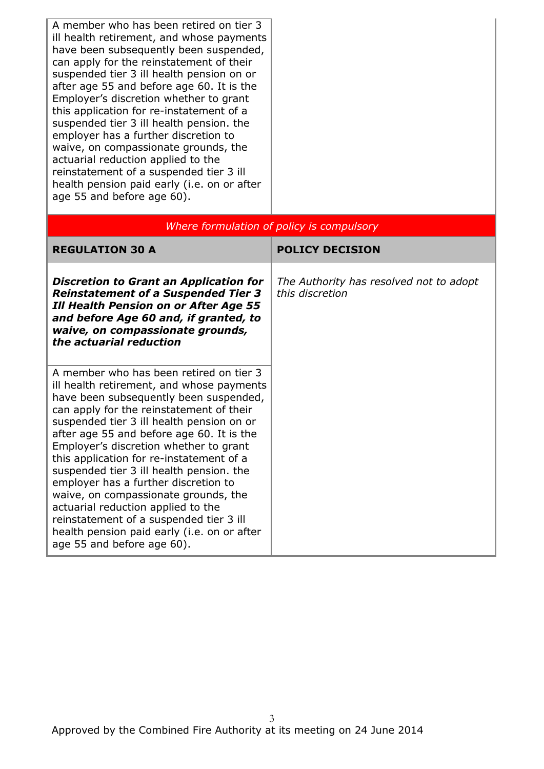| | |
|---|---|
| A member who has been retired on tier 3 ill health retirement, and whose payments have been subsequently been suspended, can apply for the reinstatement of their suspended tier 3 ill health pension on or after age 55 and before age 60. It is the Employer's discretion whether to grant this application for re-instatement of a suspended tier 3 ill health pension. the employer has a further discretion to waive, on compassionate grounds, the actuarial reduction applied to the reinstatement of a suspended tier 3 ill health pension paid early (i.e. on or after age 55 and before age 60). | |

*Where formulation of policy is compulsory*

| **REGULATION 30 A** | **POLICY DECISION** |
|---|---|
| ***Discretion to Grant an Application for Reinstatement of a Suspended Tier 3 Ill Health Pension on or After Age 55 and before Age 60 and, if granted, to waive, on compassionate grounds, the actuarial reduction*** | *The Authority has resolved not to adopt this discretion* |
| A member who has been retired on tier 3 ill health retirement, and whose payments have been subsequently been suspended, can apply for the reinstatement of their suspended tier 3 ill health pension on or after age 55 and before age 60. It is the Employer's discretion whether to grant this application for re-instatement of a suspended tier 3 ill health pension. the employer has a further discretion to waive, on compassionate grounds, the actuarial reduction applied to the reinstatement of a suspended tier 3 ill health pension paid early (i.e. on or after age 55 and before age 60). | |

Approved by the Combined Fire Authority at its meeting on 24 June 2014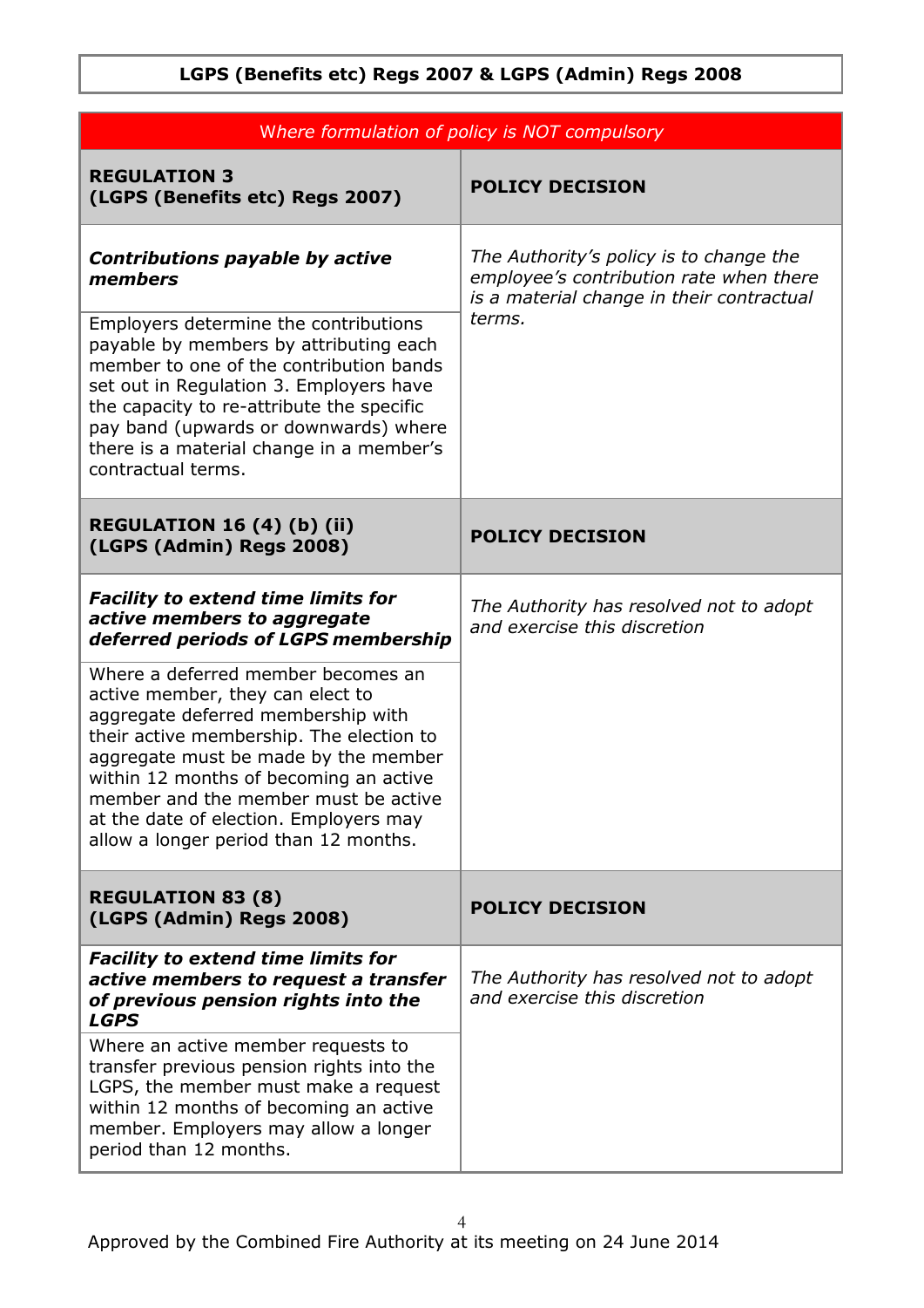**LGPS (Benefits etc) Regs 2007 & LGPS (Admin) Regs 2008**

| *Where formulation of policy is NOT compulsory* | |
|---|---|
| **REGULATION 3 (LGPS (Benefits etc) Regs 2007)** | **POLICY DECISION** |
| ***Contributions payable by active members***<br><br>Employers determine the contributions payable by members by attributing each member to one of the contribution bands set out in Regulation 3. Employers have the capacity to re-attribute the specific pay band (upwards or downwards) where there is a material change in a member's contractual terms. | *The Authority's policy is to change the employee's contribution rate when there is a material change in their contractual terms.* |
| **REGULATION 16 (4) (b) (ii) (LGPS (Admin) Regs 2008)** | **POLICY DECISION** |
| ***Facility to extend time limits for active members to aggregate deferred periods of LGPS membership***<br><br>Where a deferred member becomes an active member, they can elect to aggregate deferred membership with their active membership. The election to aggregate must be made by the member within 12 months of becoming an active member and the member must be active at the date of election. Employers may allow a longer period than 12 months. | *The Authority has resolved not to adopt and exercise this discretion* |
| **REGULATION 83 (8) (LGPS (Admin) Regs 2008)** | **POLICY DECISION** |
| ***Facility to extend time limits for active members to request a transfer of previous pension rights into the LGPS***<br><br>Where an active member requests to transfer previous pension rights into the LGPS, the member must make a request within 12 months of becoming an active member. Employers may allow a longer period than 12 months. | *The Authority has resolved not to adopt and exercise this discretion* |

Approved by the Combined Fire Authority at its meeting on 24 June 2014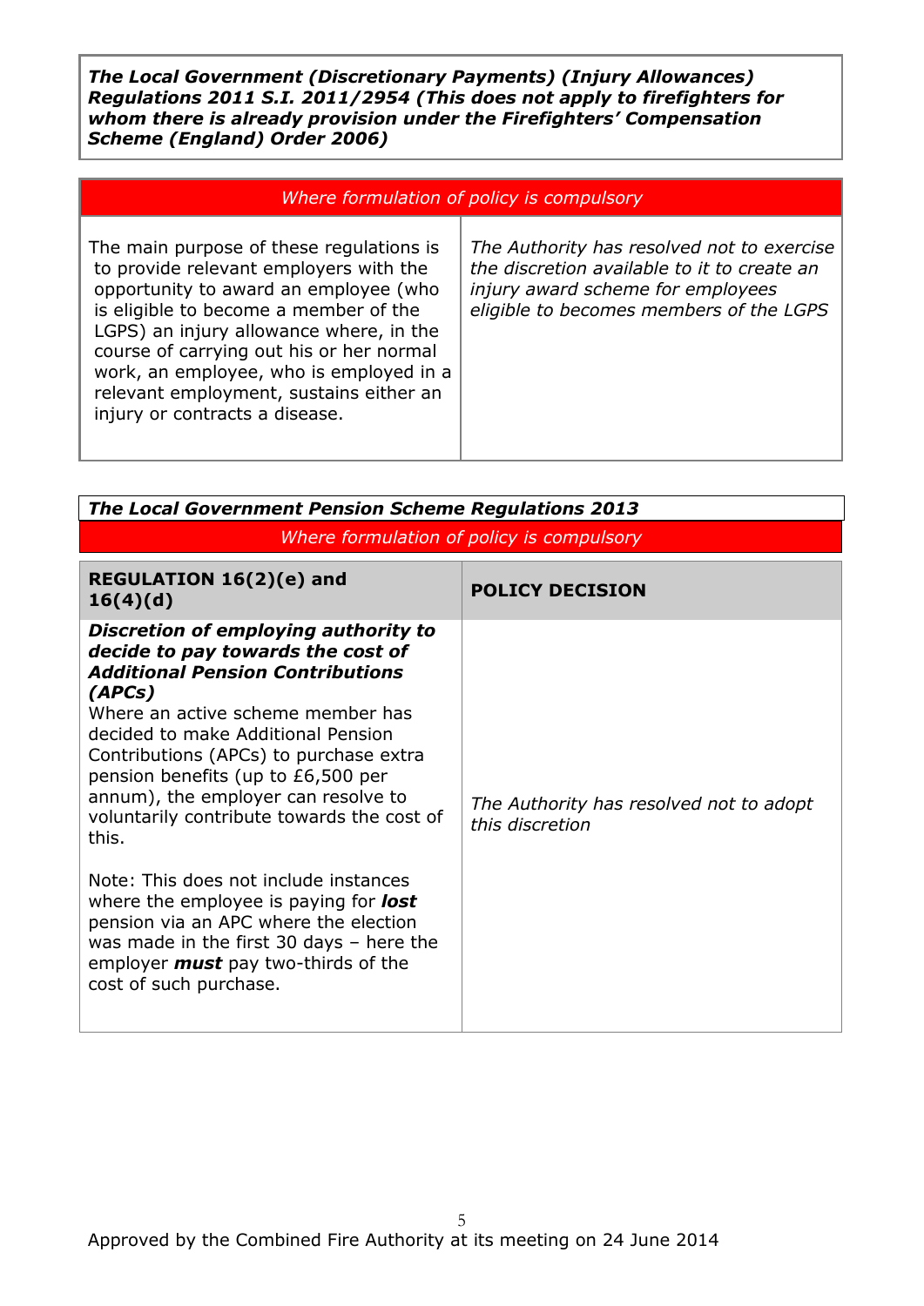***The Local Government (Discretionary Payments) (Injury Allowances) Regulations 2011 S.I. 2011/2954 (This does not apply to firefighters for whom there is already provision under the Firefighters' Compensation Scheme (England) Order 2006)***

| *Where formulation of policy is compulsory* | |
|---|---|
| The main purpose of these regulations is to provide relevant employers with the opportunity to award an employee (who is eligible to become a member of the LGPS) an injury allowance where, in the course of carrying out his or her normal work, an employee, who is employed in a relevant employment, sustains either an injury or contracts a disease. | *The Authority has resolved not to exercise the discretion available to it to create an injury award scheme for employees eligible to becomes members of the LGPS* |

***The Local Government Pension Scheme Regulations 2013***

*Where formulation of policy is compulsory*

| **REGULATION 16(2)(e) and 16(4)(d)** | **POLICY DECISION** |
|---|---|
| ***Discretion of employing authority to decide to pay towards the cost of Additional Pension Contributions (APCs)*** Where an active scheme member has decided to make Additional Pension Contributions (APCs) to purchase extra pension benefits (up to £6,500 per annum), the employer can resolve to voluntarily contribute towards the cost of this. <br><br> Note: This does not include instances where the employee is paying for ***lost*** pension via an APC where the election was made in the first 30 days – here the employer ***must*** pay two-thirds of the cost of such purchase. | *The Authority has resolved not to adopt this discretion* |

Approved by the Combined Fire Authority at its meeting on 24 June 2014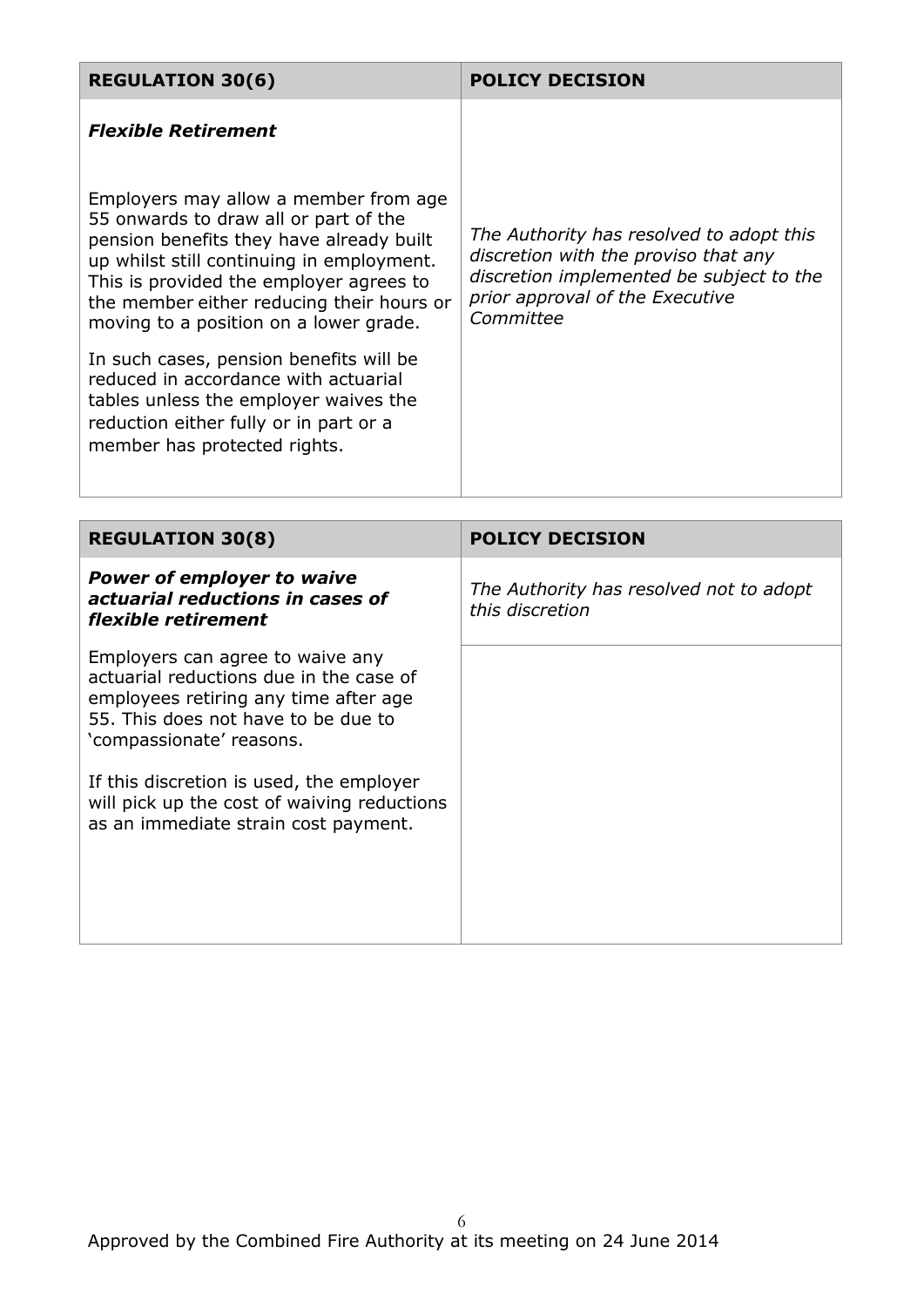| REGULATION 30(6) | POLICY DECISION |
|---|---|
| ***Flexible Retirement***<br><br>Employers may allow a member from age 55 onwards to draw all or part of the pension benefits they have already built up whilst still continuing in employment. This is provided the employer agrees to the member either reducing their hours or moving to a position on a lower grade.<br><br>In such cases, pension benefits will be reduced in accordance with actuarial tables unless the employer waives the reduction either fully or in part or a member has protected rights. | *The Authority has resolved to adopt this discretion with the proviso that any discretion implemented be subject to the prior approval of the Executive Committee* |

| REGULATION 30(8) | POLICY DECISION |
|---|---|
| ***Power of employer to waive actuarial reductions in cases of flexible retirement***<br><br>Employers can agree to waive any actuarial reductions due in the case of employees retiring any time after age 55. This does not have to be due to 'compassionate' reasons.<br><br>If this discretion is used, the employer will pick up the cost of waiving reductions as an immediate strain cost payment. | *The Authority has resolved not to adopt this discretion* |

Approved by the Combined Fire Authority at its meeting on 24 June 2014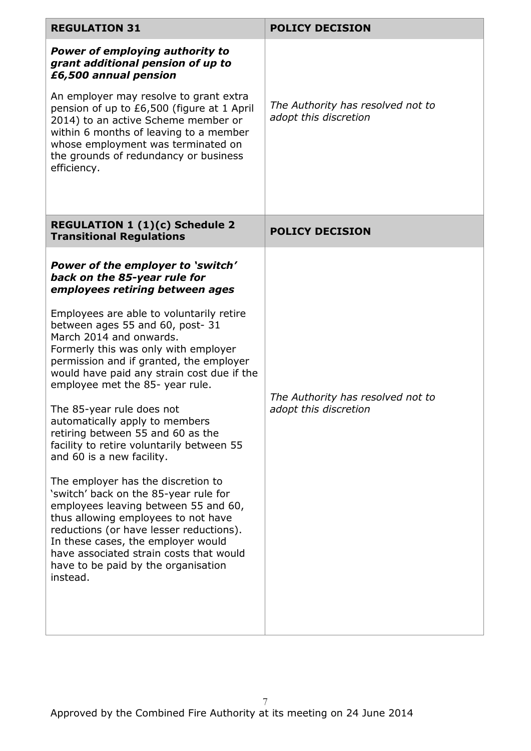| REGULATION 31 | POLICY DECISION |
| --- | --- |
| ***Power of employing authority to grant additional pension of up to £6,500 annual pension***<br><br>An employer may resolve to grant extra pension of up to £6,500 (figure at 1 April 2014) to an active Scheme member or within 6 months of leaving to a member whose employment was terminated on the grounds of redundancy or business efficiency. | *The Authority has resolved not to adopt this discretion* |

| REGULATION 1 (1)(c) Schedule 2 Transitional Regulations | POLICY DECISION |
| --- | --- |
| ***Power of the employer to 'switch' back on the 85-year rule for employees retiring between ages***<br><br>Employees are able to voluntarily retire between ages 55 and 60, post- 31 March 2014 and onwards.<br>Formerly this was only with employer permission and if granted, the employer would have paid any strain cost due if the employee met the 85- year rule.<br><br>The 85-year rule does not automatically apply to members retiring between 55 and 60 as the facility to retire voluntarily between 55 and 60 is a new facility.<br><br>The employer has the discretion to 'switch' back on the 85-year rule for employees leaving between 55 and 60, thus allowing employees to not have reductions (or have lesser reductions). In these cases, the employer would have associated strain costs that would have to be paid by the organisation instead. | *The Authority has resolved not to adopt this discretion* |

Approved by the Combined Fire Authority at its meeting on 24 June 2014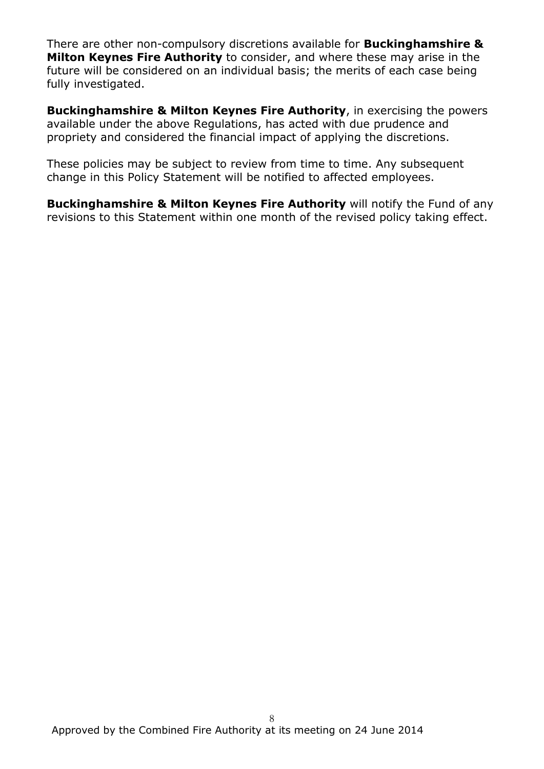There are other non-compulsory discretions available for **Buckinghamshire & Milton Keynes Fire Authority** to consider, and where these may arise in the future will be considered on an individual basis; the merits of each case being fully investigated.

**Buckinghamshire & Milton Keynes Fire Authority**, in exercising the powers available under the above Regulations, has acted with due prudence and propriety and considered the financial impact of applying the discretions.

These policies may be subject to review from time to time. Any subsequent change in this Policy Statement will be notified to affected employees.

**Buckinghamshire & Milton Keynes Fire Authority** will notify the Fund of any revisions to this Statement within one month of the revised policy taking effect.

Approved by the Combined Fire Authority at its meeting on 24 June 2014